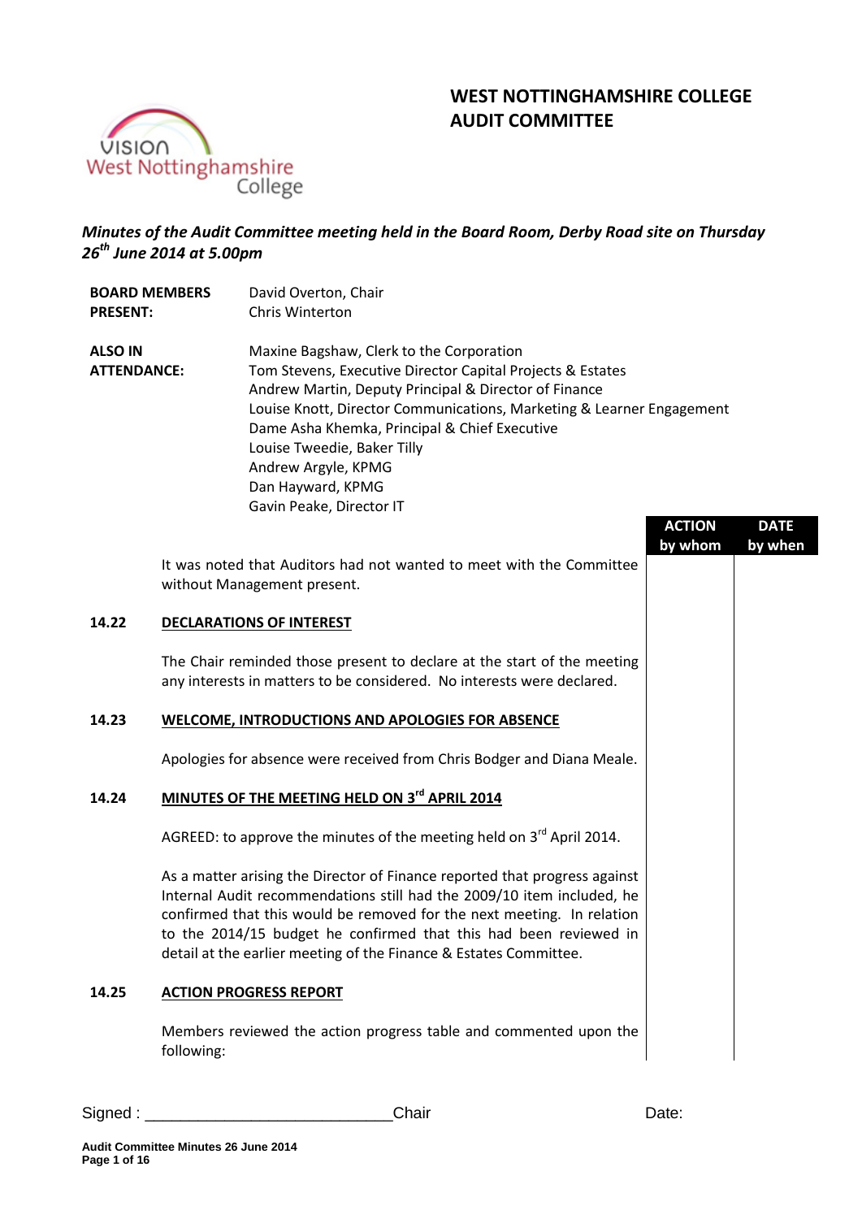# WEST NOTTINGHAMSHIRE COLLEGE
# AUDIT COMMITTEE

*Minutes of the Audit Committee meeting held in the Board Room, Derby Road site on Thursday 26th June 2014 at 5.00pm*

| | |
|---|---|
| **BOARD MEMBERS PRESENT:** | David Overton, Chair<br>Chris Winterton |
| **ALSO IN ATTENDANCE:** | Maxine Bagshaw, Clerk to the Corporation<br>Tom Stevens, Executive Director Capital Projects & Estates<br>Andrew Martin, Deputy Principal & Director of Finance<br>Louise Knott, Director Communications, Marketing & Learner Engagement<br>Dame Asha Khemka, Principal & Chief Executive<br>Louise Tweedie, Baker Tilly<br>Andrew Argyle, KPMG<br>Dan Hayward, KPMG<br>Gavin Peake, Director IT |

| | | ACTION by whom | DATE by when |
|---|---|---|---|
| | It was noted that Auditors had not wanted to meet with the Committee without Management present. | | |
| **14.22** | **DECLARATIONS OF INTEREST** | | |
| | The Chair reminded those present to declare at the start of the meeting any interests in matters to be considered. No interests were declared. | | |
| **14.23** | **WELCOME, INTRODUCTIONS AND APOLOGIES FOR ABSENCE** | | |
| | Apologies for absence were received from Chris Bodger and Diana Meale. | | |
| **14.24** | **MINUTES OF THE MEETING HELD ON 3rd APRIL 2014** | | |
| | AGREED: to approve the minutes of the meeting held on 3rd April 2014. | | |
| | As a matter arising the Director of Finance reported that progress against Internal Audit recommendations still had the 2009/10 item included, he confirmed that this would be removed for the next meeting. In relation to the 2014/15 budget he confirmed that this had been reviewed in detail at the earlier meeting of the Finance & Estates Committee. | | |
| **14.25** | **ACTION PROGRESS REPORT** | | |
| | Members reviewed the action progress table and commented upon the following: | | |

Signed : ___________________________ Chair Date: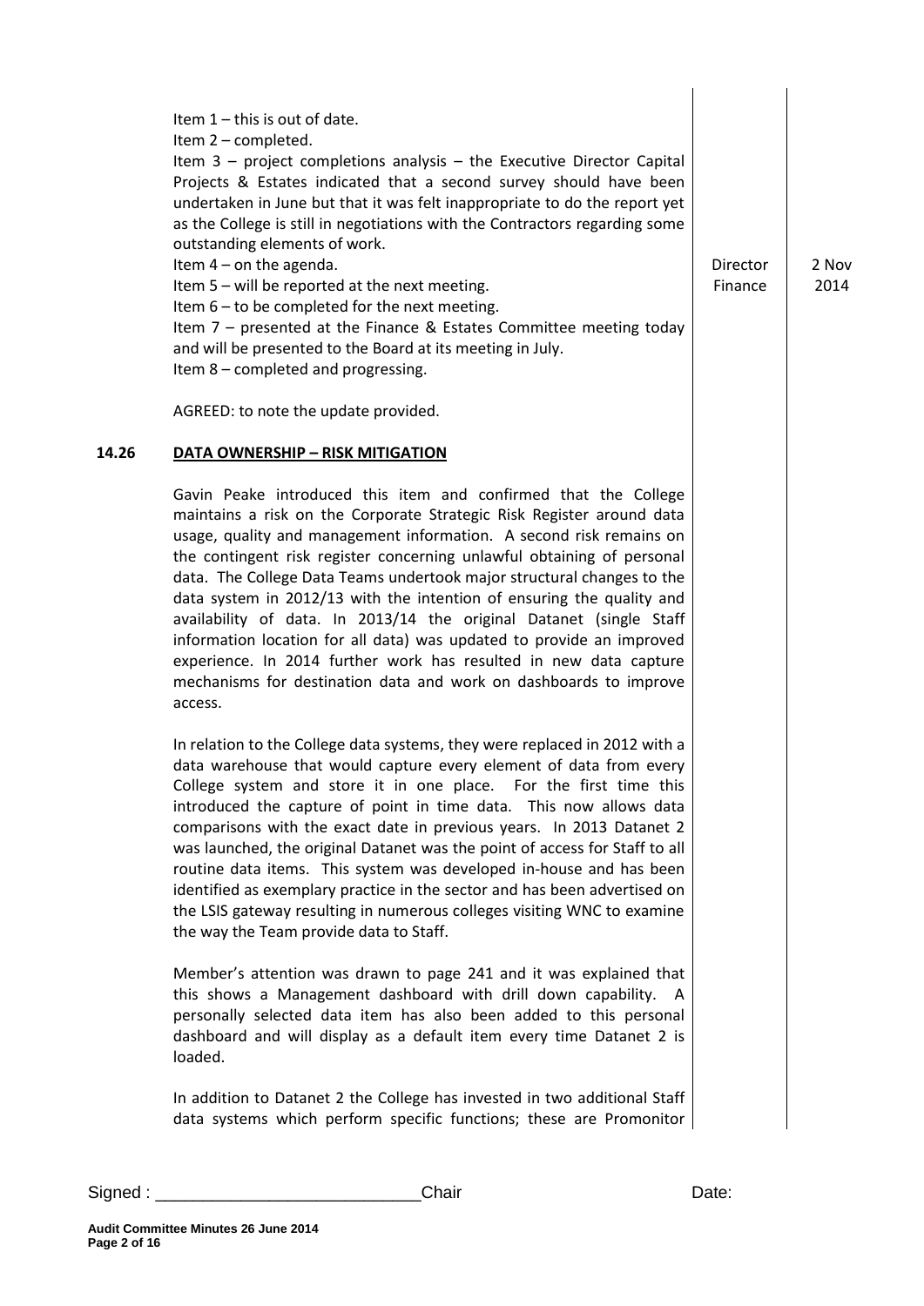| | | | |
|---|---|---|---|
| | Item 1 – this is out of date.<br>Item 2 – completed.<br>Item 3 – project completions analysis – the Executive Director Capital Projects & Estates indicated that a second survey should have been undertaken in June but that it was felt inappropriate to do the report yet as the College is still in negotiations with the Contractors regarding some outstanding elements of work.<br>Item 4 – on the agenda.<br>Item 5 – will be reported at the next meeting.<br>Item 6 – to be completed for the next meeting.<br>Item 7 – presented at the Finance & Estates Committee meeting today and will be presented to the Board at its meeting in July.<br>Item 8 – completed and progressing.<br><br>AGREED: to note the update provided. | Director Finance | 2 Nov 2014 |

**14.26 DATA OWNERSHIP – RISK MITIGATION**

Gavin Peake introduced this item and confirmed that the College maintains a risk on the Corporate Strategic Risk Register around data usage, quality and management information. A second risk remains on the contingent risk register concerning unlawful obtaining of personal data. The College Data Teams undertook major structural changes to the data system in 2012/13 with the intention of ensuring the quality and availability of data. In 2013/14 the original Datanet (single Staff information location for all data) was updated to provide an improved experience. In 2014 further work has resulted in new data capture mechanisms for destination data and work on dashboards to improve access.

In relation to the College data systems, they were replaced in 2012 with a data warehouse that would capture every element of data from every College system and store it in one place. For the first time this introduced the capture of point in time data. This now allows data comparisons with the exact date in previous years. In 2013 Datanet 2 was launched, the original Datanet was the point of access for Staff to all routine data items. This system was developed in-house and has been identified as exemplary practice in the sector and has been advertised on the LSIS gateway resulting in numerous colleges visiting WNC to examine the way the Team provide data to Staff.

Member's attention was drawn to page 241 and it was explained that this shows a Management dashboard with drill down capability. A personally selected data item has also been added to this personal dashboard and will display as a default item every time Datanet 2 is loaded.

In addition to Datanet 2 the College has invested in two additional Staff data systems which perform specific functions; these are Promonitor

Signed : ____________________________Chair Date: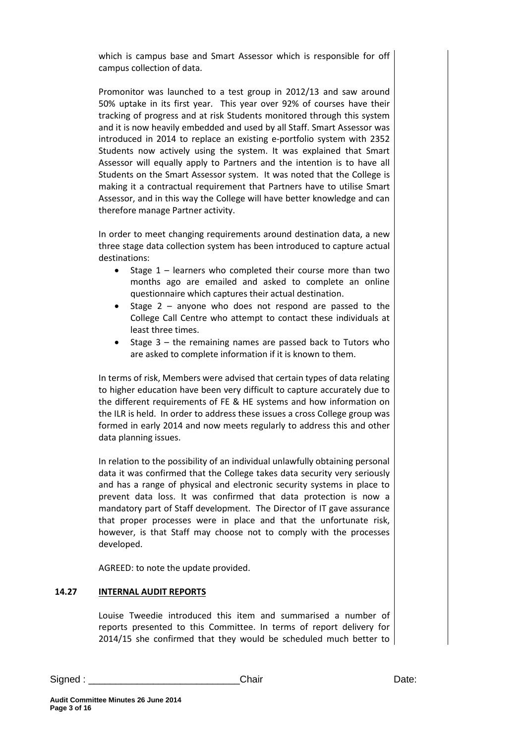which is campus base and Smart Assessor which is responsible for off campus collection of data.

Promonitor was launched to a test group in 2012/13 and saw around 50% uptake in its first year. This year over 92% of courses have their tracking of progress and at risk Students monitored through this system and it is now heavily embedded and used by all Staff. Smart Assessor was introduced in 2014 to replace an existing e-portfolio system with 2352 Students now actively using the system. It was explained that Smart Assessor will equally apply to Partners and the intention is to have all Students on the Smart Assessor system. It was noted that the College is making it a contractual requirement that Partners have to utilise Smart Assessor, and in this way the College will have better knowledge and can therefore manage Partner activity.

In order to meet changing requirements around destination data, a new three stage data collection system has been introduced to capture actual destinations:

- Stage 1 – learners who completed their course more than two months ago are emailed and asked to complete an online questionnaire which captures their actual destination.
- Stage 2 – anyone who does not respond are passed to the College Call Centre who attempt to contact these individuals at least three times.
- Stage 3 – the remaining names are passed back to Tutors who are asked to complete information if it is known to them.

In terms of risk, Members were advised that certain types of data relating to higher education have been very difficult to capture accurately due to the different requirements of FE & HE systems and how information on the ILR is held. In order to address these issues a cross College group was formed in early 2014 and now meets regularly to address this and other data planning issues.

In relation to the possibility of an individual unlawfully obtaining personal data it was confirmed that the College takes data security very seriously and has a range of physical and electronic security systems in place to prevent data loss. It was confirmed that data protection is now a mandatory part of Staff development. The Director of IT gave assurance that proper processes were in place and that the unfortunate risk, however, is that Staff may choose not to comply with the processes developed.

AGREED: to note the update provided.

**14.27 <u>INTERNAL AUDIT REPORTS</u>**

Louise Tweedie introduced this item and summarised a number of reports presented to this Committee. In terms of report delivery for 2014/15 she confirmed that they would be scheduled much better to

Signed : ____________________________Chair Date: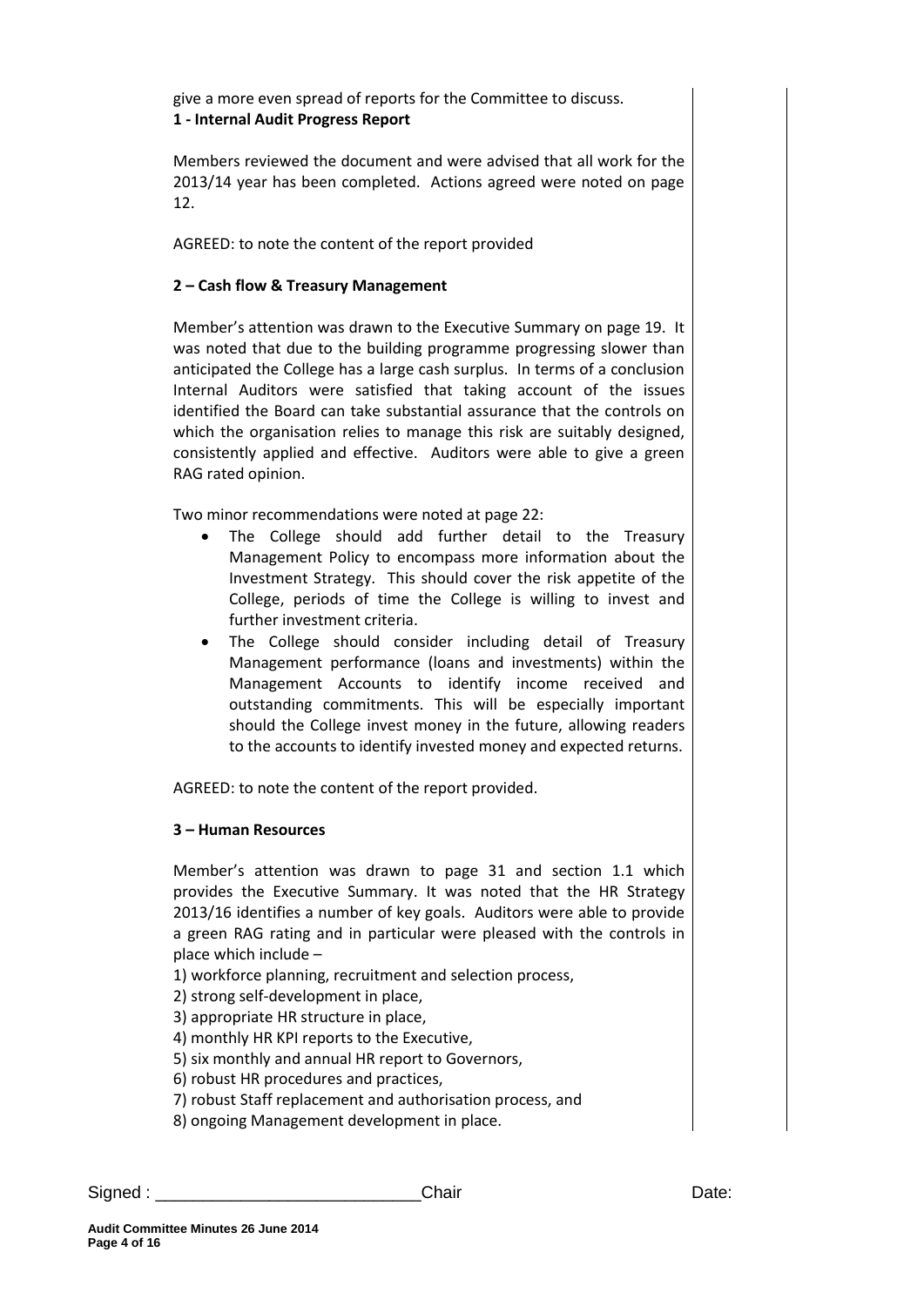give a more even spread of reports for the Committee to discuss.

**1 - Internal Audit Progress Report**

Members reviewed the document and were advised that all work for the 2013/14 year has been completed. Actions agreed were noted on page 12.

AGREED: to note the content of the report provided

**2 – Cash flow & Treasury Management**

Member's attention was drawn to the Executive Summary on page 19. It was noted that due to the building programme progressing slower than anticipated the College has a large cash surplus. In terms of a conclusion Internal Auditors were satisfied that taking account of the issues identified the Board can take substantial assurance that the controls on which the organisation relies to manage this risk are suitably designed, consistently applied and effective. Auditors were able to give a green RAG rated opinion.

Two minor recommendations were noted at page 22:

- The College should add further detail to the Treasury Management Policy to encompass more information about the Investment Strategy. This should cover the risk appetite of the College, periods of time the College is willing to invest and further investment criteria.
- The College should consider including detail of Treasury Management performance (loans and investments) within the Management Accounts to identify income received and outstanding commitments. This will be especially important should the College invest money in the future, allowing readers to the accounts to identify invested money and expected returns.

AGREED: to note the content of the report provided.

**3 – Human Resources**

Member's attention was drawn to page 31 and section 1.1 which provides the Executive Summary. It was noted that the HR Strategy 2013/16 identifies a number of key goals. Auditors were able to provide a green RAG rating and in particular were pleased with the controls in place which include –

1) workforce planning, recruitment and selection process,
2) strong self-development in place,
3) appropriate HR structure in place,
4) monthly HR KPI reports to the Executive,
5) six monthly and annual HR report to Governors,
6) robust HR procedures and practices,
7) robust Staff replacement and authorisation process, and
8) ongoing Management development in place.

Signed : ____________________________Chair Date: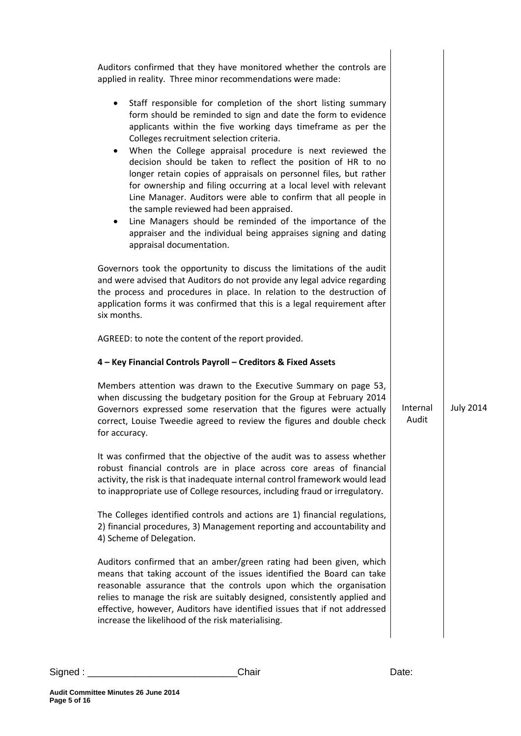Auditors confirmed that they have monitored whether the controls are applied in reality. Three minor recommendations were made:

- Staff responsible for completion of the short listing summary form should be reminded to sign and date the form to evidence applicants within the five working days timeframe as per the Colleges recruitment selection criteria.
- When the College appraisal procedure is next reviewed the decision should be taken to reflect the position of HR to no longer retain copies of appraisals on personnel files, but rather for ownership and filing occurring at a local level with relevant Line Manager. Auditors were able to confirm that all people in the sample reviewed had been appraised.
- Line Managers should be reminded of the importance of the appraiser and the individual being appraises signing and dating appraisal documentation.

Governors took the opportunity to discuss the limitations of the audit and were advised that Auditors do not provide any legal advice regarding the process and procedures in place. In relation to the destruction of application forms it was confirmed that this is a legal requirement after six months.

AGREED: to note the content of the report provided.

**4 – Key Financial Controls Payroll – Creditors & Fixed Assets**

| | | |
|---|---|---|
| Members attention was drawn to the Executive Summary on page 53, when discussing the budgetary position for the Group at February 2014 Governors expressed some reservation that the figures were actually correct, Louise Tweedie agreed to review the figures and double check for accuracy. | Internal Audit | July 2014 |

It was confirmed that the objective of the audit was to assess whether robust financial controls are in place across core areas of financial activity, the risk is that inadequate internal control framework would lead to inappropriate use of College resources, including fraud or irregulatory.

The Colleges identified controls and actions are 1) financial regulations, 2) financial procedures, 3) Management reporting and accountability and 4) Scheme of Delegation.

Auditors confirmed that an amber/green rating had been given, which means that taking account of the issues identified the Board can take reasonable assurance that the controls upon which the organisation relies to manage the risk are suitably designed, consistently applied and effective, however, Auditors have identified issues that if not addressed increase the likelihood of the risk materialising.

Signed : ___________________________Chair Date: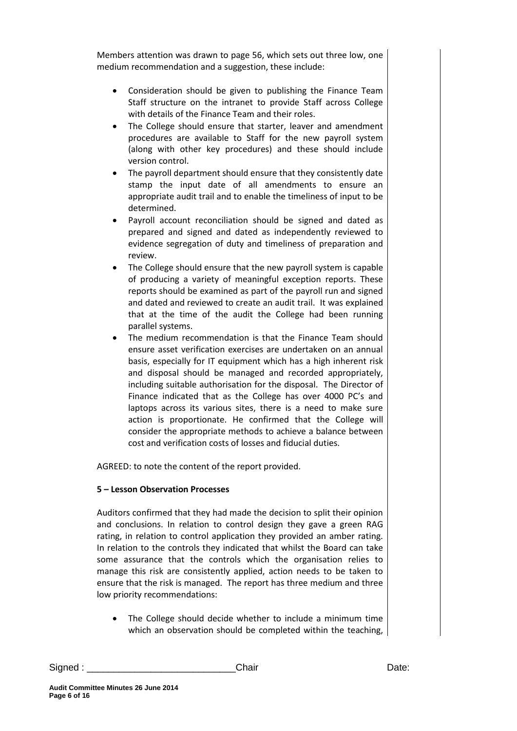Members attention was drawn to page 56, which sets out three low, one medium recommendation and a suggestion, these include:

- Consideration should be given to publishing the Finance Team Staff structure on the intranet to provide Staff across College with details of the Finance Team and their roles.
- The College should ensure that starter, leaver and amendment procedures are available to Staff for the new payroll system (along with other key procedures) and these should include version control.
- The payroll department should ensure that they consistently date stamp the input date of all amendments to ensure an appropriate audit trail and to enable the timeliness of input to be determined.
- Payroll account reconciliation should be signed and dated as prepared and signed and dated as independently reviewed to evidence segregation of duty and timeliness of preparation and review.
- The College should ensure that the new payroll system is capable of producing a variety of meaningful exception reports. These reports should be examined as part of the payroll run and signed and dated and reviewed to create an audit trail. It was explained that at the time of the audit the College had been running parallel systems.
- The medium recommendation is that the Finance Team should ensure asset verification exercises are undertaken on an annual basis, especially for IT equipment which has a high inherent risk and disposal should be managed and recorded appropriately, including suitable authorisation for the disposal. The Director of Finance indicated that as the College has over 4000 PC's and laptops across its various sites, there is a need to make sure action is proportionate. He confirmed that the College will consider the appropriate methods to achieve a balance between cost and verification costs of losses and fiducial duties.

AGREED: to note the content of the report provided.

**5 – Lesson Observation Processes**

Auditors confirmed that they had made the decision to split their opinion and conclusions. In relation to control design they gave a green RAG rating, in relation to control application they provided an amber rating. In relation to the controls they indicated that whilst the Board can take some assurance that the controls which the organisation relies to manage this risk are consistently applied, action needs to be taken to ensure that the risk is managed. The report has three medium and three low priority recommendations:

- The College should decide whether to include a minimum time which an observation should be completed within the teaching,

Signed : ___________________________Chair Date: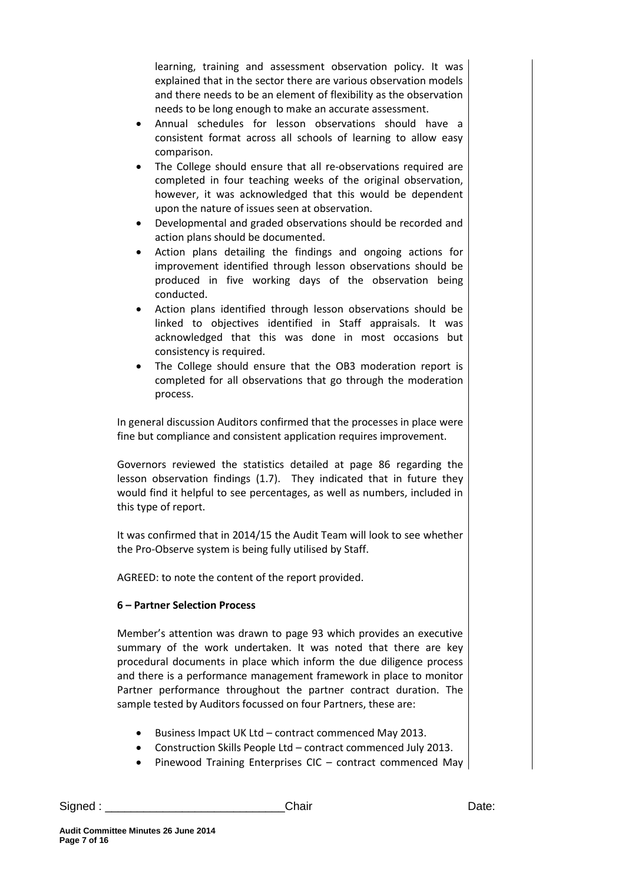learning, training and assessment observation policy. It was explained that in the sector there are various observation models and there needs to be an element of flexibility as the observation needs to be long enough to make an accurate assessment.

- Annual schedules for lesson observations should have a consistent format across all schools of learning to allow easy comparison.
- The College should ensure that all re-observations required are completed in four teaching weeks of the original observation, however, it was acknowledged that this would be dependent upon the nature of issues seen at observation.
- Developmental and graded observations should be recorded and action plans should be documented.
- Action plans detailing the findings and ongoing actions for improvement identified through lesson observations should be produced in five working days of the observation being conducted.
- Action plans identified through lesson observations should be linked to objectives identified in Staff appraisals. It was acknowledged that this was done in most occasions but consistency is required.
- The College should ensure that the OB3 moderation report is completed for all observations that go through the moderation process.

In general discussion Auditors confirmed that the processes in place were fine but compliance and consistent application requires improvement.

Governors reviewed the statistics detailed at page 86 regarding the lesson observation findings (1.7). They indicated that in future they would find it helpful to see percentages, as well as numbers, included in this type of report.

It was confirmed that in 2014/15 the Audit Team will look to see whether the Pro-Observe system is being fully utilised by Staff.

AGREED: to note the content of the report provided.

**6 – Partner Selection Process**

Member's attention was drawn to page 93 which provides an executive summary of the work undertaken. It was noted that there are key procedural documents in place which inform the due diligence process and there is a performance management framework in place to monitor Partner performance throughout the partner contract duration. The sample tested by Auditors focussed on four Partners, these are:

- Business Impact UK Ltd – contract commenced May 2013.
- Construction Skills People Ltd – contract commenced July 2013.
- Pinewood Training Enterprises CIC – contract commenced May

Signed : ___________________________Chair Date: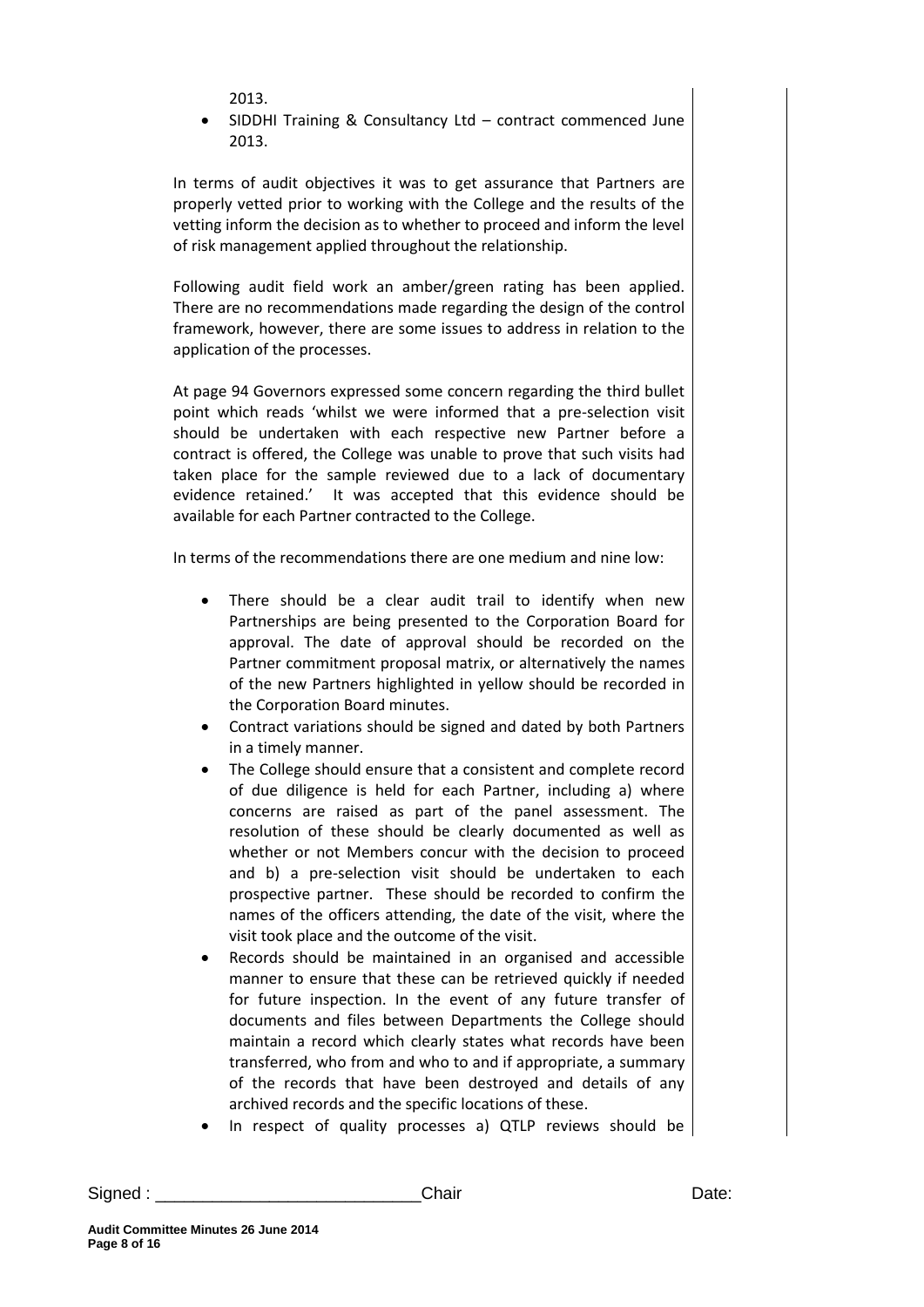2013.

- SIDDHI Training & Consultancy Ltd – contract commenced June 2013.

In terms of audit objectives it was to get assurance that Partners are properly vetted prior to working with the College and the results of the vetting inform the decision as to whether to proceed and inform the level of risk management applied throughout the relationship.

Following audit field work an amber/green rating has been applied. There are no recommendations made regarding the design of the control framework, however, there are some issues to address in relation to the application of the processes.

At page 94 Governors expressed some concern regarding the third bullet point which reads 'whilst we were informed that a pre-selection visit should be undertaken with each respective new Partner before a contract is offered, the College was unable to prove that such visits had taken place for the sample reviewed due to a lack of documentary evidence retained.' It was accepted that this evidence should be available for each Partner contracted to the College.

In terms of the recommendations there are one medium and nine low:

- There should be a clear audit trail to identify when new Partnerships are being presented to the Corporation Board for approval. The date of approval should be recorded on the Partner commitment proposal matrix, or alternatively the names of the new Partners highlighted in yellow should be recorded in the Corporation Board minutes.
- Contract variations should be signed and dated by both Partners in a timely manner.
- The College should ensure that a consistent and complete record of due diligence is held for each Partner, including a) where concerns are raised as part of the panel assessment. The resolution of these should be clearly documented as well as whether or not Members concur with the decision to proceed and b) a pre-selection visit should be undertaken to each prospective partner. These should be recorded to confirm the names of the officers attending, the date of the visit, where the visit took place and the outcome of the visit.
- Records should be maintained in an organised and accessible manner to ensure that these can be retrieved quickly if needed for future inspection. In the event of any future transfer of documents and files between Departments the College should maintain a record which clearly states what records have been transferred, who from and who to and if appropriate, a summary of the records that have been destroyed and details of any archived records and the specific locations of these.
- In respect of quality processes a) QTLP reviews should be

Signed : ___________________________Chair Date: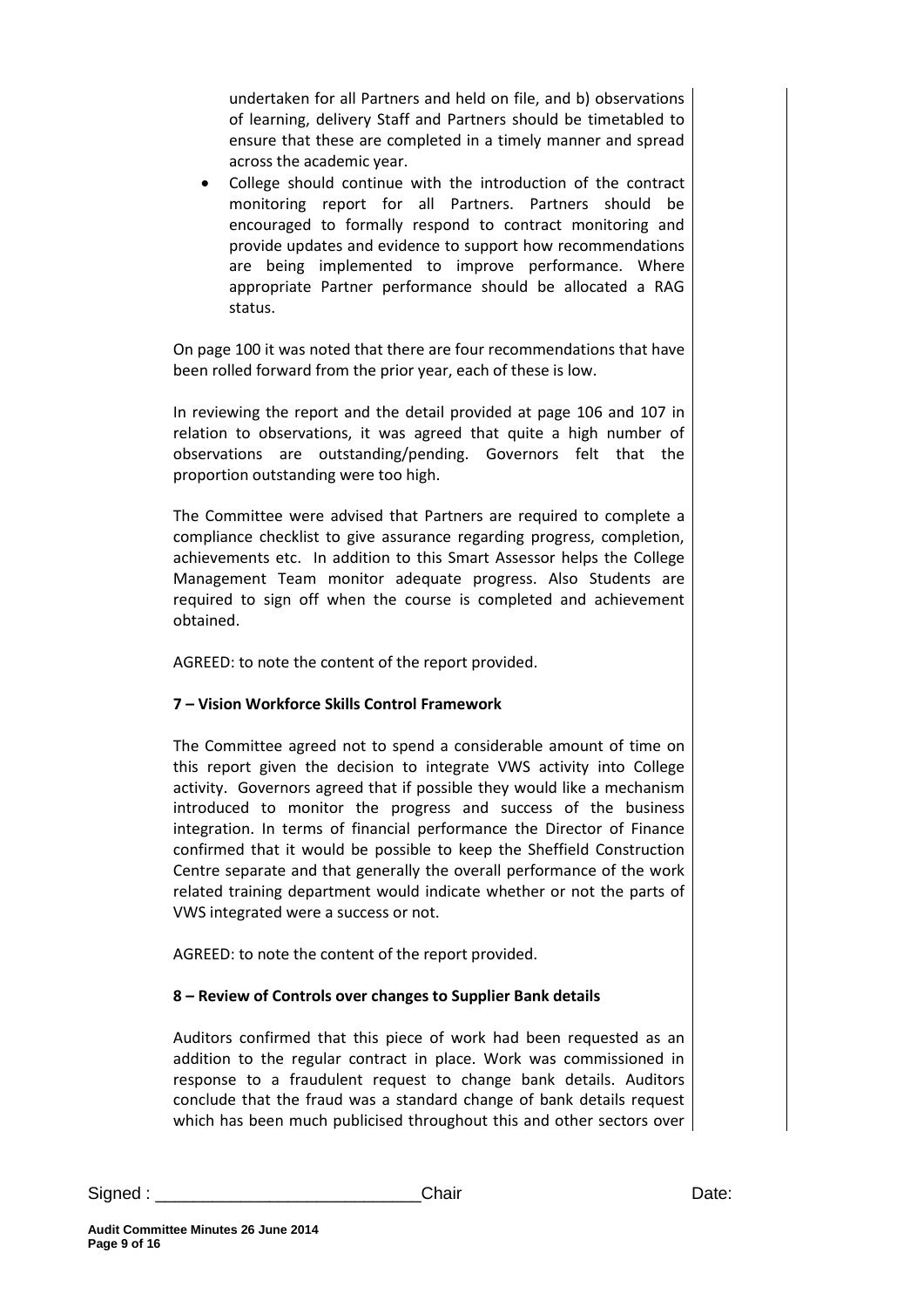undertaken for all Partners and held on file, and b) observations of learning, delivery Staff and Partners should be timetabled to ensure that these are completed in a timely manner and spread across the academic year.

- College should continue with the introduction of the contract monitoring report for all Partners. Partners should be encouraged to formally respond to contract monitoring and provide updates and evidence to support how recommendations are being implemented to improve performance. Where appropriate Partner performance should be allocated a RAG status.

On page 100 it was noted that there are four recommendations that have been rolled forward from the prior year, each of these is low.

In reviewing the report and the detail provided at page 106 and 107 in relation to observations, it was agreed that quite a high number of observations are outstanding/pending. Governors felt that the proportion outstanding were too high.

The Committee were advised that Partners are required to complete a compliance checklist to give assurance regarding progress, completion, achievements etc. In addition to this Smart Assessor helps the College Management Team monitor adequate progress. Also Students are required to sign off when the course is completed and achievement obtained.

AGREED: to note the content of the report provided.

**7 – Vision Workforce Skills Control Framework**

The Committee agreed not to spend a considerable amount of time on this report given the decision to integrate VWS activity into College activity. Governors agreed that if possible they would like a mechanism introduced to monitor the progress and success of the business integration. In terms of financial performance the Director of Finance confirmed that it would be possible to keep the Sheffield Construction Centre separate and that generally the overall performance of the work related training department would indicate whether or not the parts of VWS integrated were a success or not.

AGREED: to note the content of the report provided.

**8 – Review of Controls over changes to Supplier Bank details**

Auditors confirmed that this piece of work had been requested as an addition to the regular contract in place. Work was commissioned in response to a fraudulent request to change bank details. Auditors conclude that the fraud was a standard change of bank details request which has been much publicised throughout this and other sectors over

Signed : ___________________________Chair Date: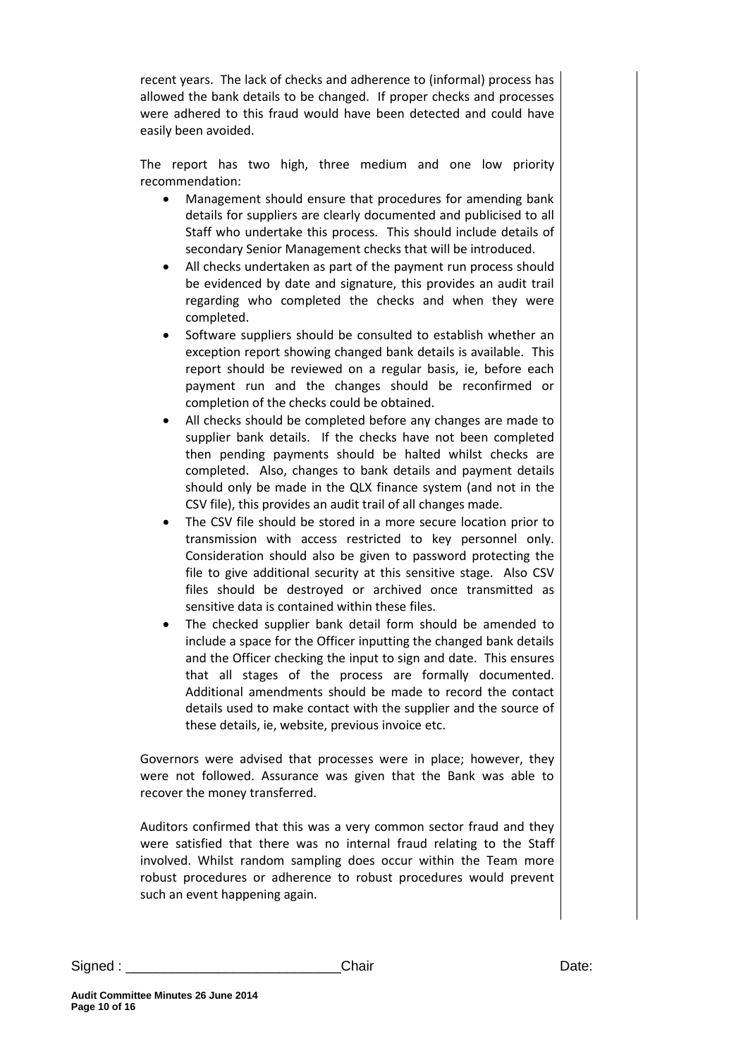recent years. The lack of checks and adherence to (informal) process has allowed the bank details to be changed. If proper checks and processes were adhered to this fraud would have been detected and could have easily been avoided.

The report has two high, three medium and one low priority recommendation:

- Management should ensure that procedures for amending bank details for suppliers are clearly documented and publicised to all Staff who undertake this process. This should include details of secondary Senior Management checks that will be introduced.
- All checks undertaken as part of the payment run process should be evidenced by date and signature, this provides an audit trail regarding who completed the checks and when they were completed.
- Software suppliers should be consulted to establish whether an exception report showing changed bank details is available. This report should be reviewed on a regular basis, ie, before each payment run and the changes should be reconfirmed or completion of the checks could be obtained.
- All checks should be completed before any changes are made to supplier bank details. If the checks have not been completed then pending payments should be halted whilst checks are completed. Also, changes to bank details and payment details should only be made in the QLX finance system (and not in the CSV file), this provides an audit trail of all changes made.
- The CSV file should be stored in a more secure location prior to transmission with access restricted to key personnel only. Consideration should also be given to password protecting the file to give additional security at this sensitive stage. Also CSV files should be destroyed or archived once transmitted as sensitive data is contained within these files.
- The checked supplier bank detail form should be amended to include a space for the Officer inputting the changed bank details and the Officer checking the input to sign and date. This ensures that all stages of the process are formally documented. Additional amendments should be made to record the contact details used to make contact with the supplier and the source of these details, ie, website, previous invoice etc.

Governors were advised that processes were in place; however, they were not followed. Assurance was given that the Bank was able to recover the money transferred.

Auditors confirmed that this was a very common sector fraud and they were satisfied that there was no internal fraud relating to the Staff involved. Whilst random sampling does occur within the Team more robust procedures or adherence to robust procedures would prevent such an event happening again.

Signed : ___________________________Chair Date: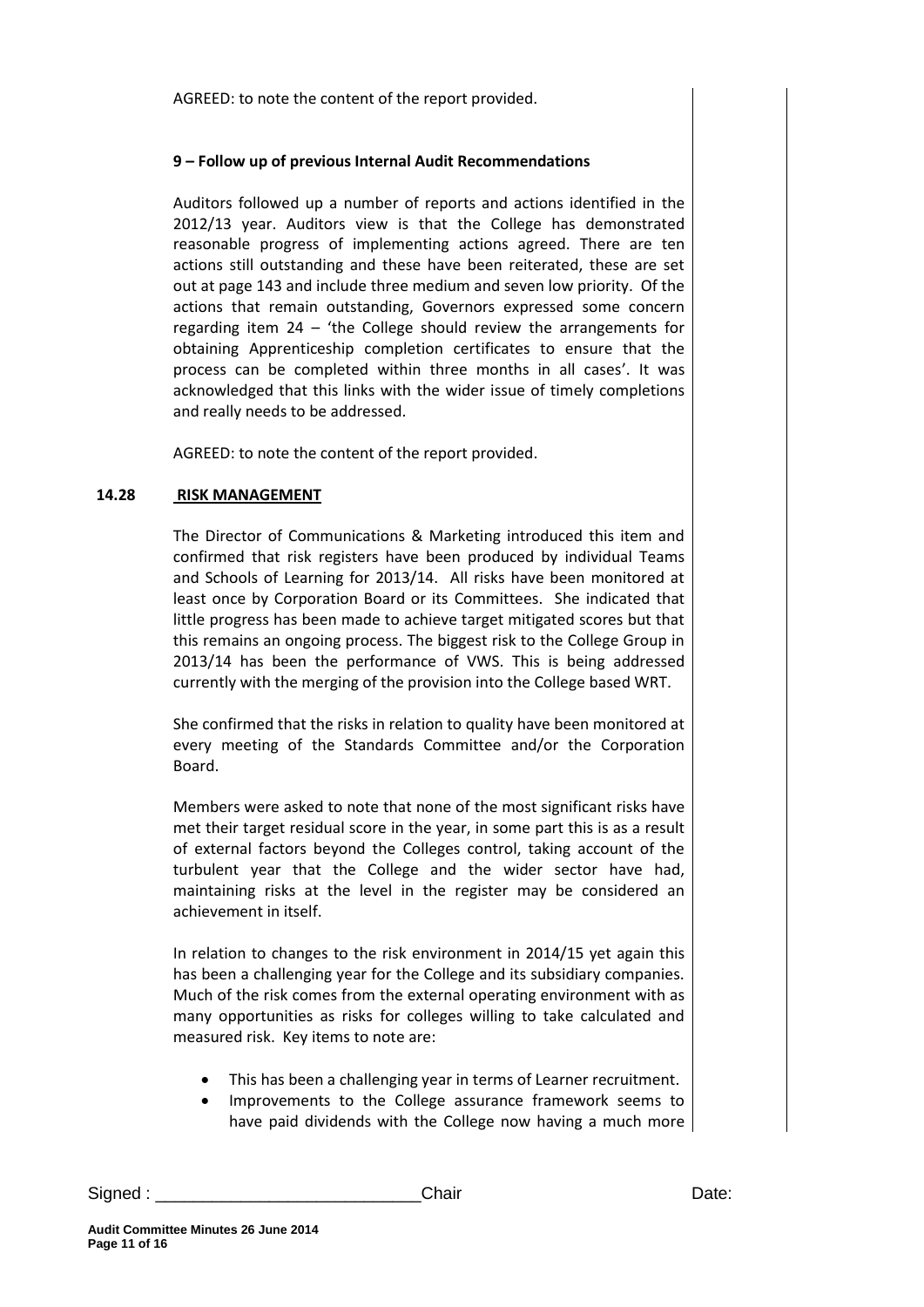AGREED: to note the content of the report provided.

**9 – Follow up of previous Internal Audit Recommendations**

Auditors followed up a number of reports and actions identified in the 2012/13 year. Auditors view is that the College has demonstrated reasonable progress of implementing actions agreed. There are ten actions still outstanding and these have been reiterated, these are set out at page 143 and include three medium and seven low priority. Of the actions that remain outstanding, Governors expressed some concern regarding item 24 – 'the College should review the arrangements for obtaining Apprenticeship completion certificates to ensure that the process can be completed within three months in all cases'. It was acknowledged that this links with the wider issue of timely completions and really needs to be addressed.

AGREED: to note the content of the report provided.

**14.28 RISK MANAGEMENT**

The Director of Communications & Marketing introduced this item and confirmed that risk registers have been produced by individual Teams and Schools of Learning for 2013/14. All risks have been monitored at least once by Corporation Board or its Committees. She indicated that little progress has been made to achieve target mitigated scores but that this remains an ongoing process. The biggest risk to the College Group in 2013/14 has been the performance of VWS. This is being addressed currently with the merging of the provision into the College based WRT.

She confirmed that the risks in relation to quality have been monitored at every meeting of the Standards Committee and/or the Corporation Board.

Members were asked to note that none of the most significant risks have met their target residual score in the year, in some part this is as a result of external factors beyond the Colleges control, taking account of the turbulent year that the College and the wider sector have had, maintaining risks at the level in the register may be considered an achievement in itself.

In relation to changes to the risk environment in 2014/15 yet again this has been a challenging year for the College and its subsidiary companies. Much of the risk comes from the external operating environment with as many opportunities as risks for colleges willing to take calculated and measured risk. Key items to note are:

- This has been a challenging year in terms of Learner recruitment.
- Improvements to the College assurance framework seems to have paid dividends with the College now having a much more

Signed : ___________________________Chair Date: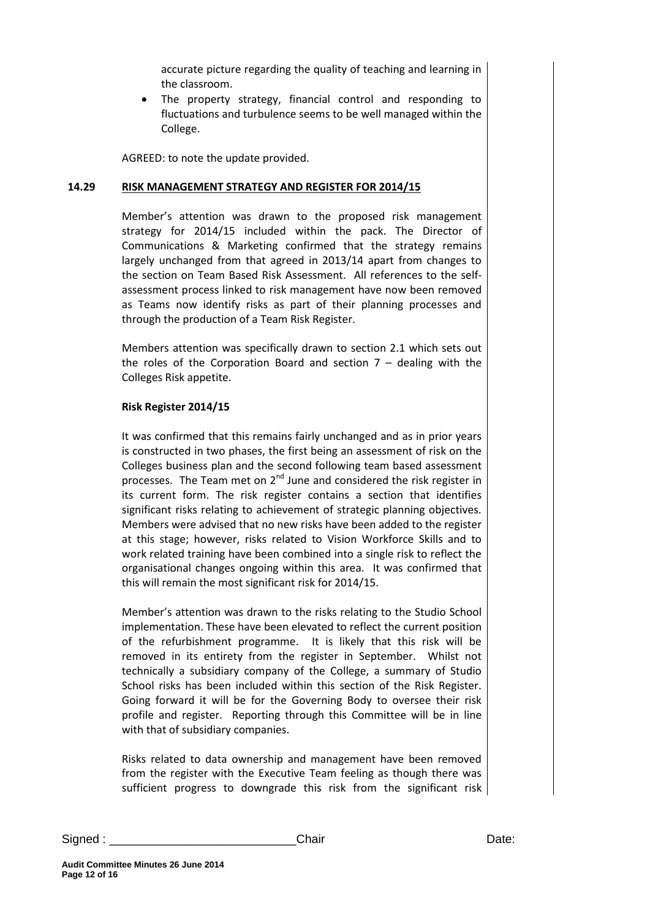accurate picture regarding the quality of teaching and learning in the classroom.

- The property strategy, financial control and responding to fluctuations and turbulence seems to be well managed within the College.

AGREED: to note the update provided.

**14.29 RISK MANAGEMENT STRATEGY AND REGISTER FOR 2014/15**

Member's attention was drawn to the proposed risk management strategy for 2014/15 included within the pack. The Director of Communications & Marketing confirmed that the strategy remains largely unchanged from that agreed in 2013/14 apart from changes to the section on Team Based Risk Assessment. All references to the self-assessment process linked to risk management have now been removed as Teams now identify risks as part of their planning processes and through the production of a Team Risk Register.

Members attention was specifically drawn to section 2.1 which sets out the roles of the Corporation Board and section 7 – dealing with the Colleges Risk appetite.

**Risk Register 2014/15**

It was confirmed that this remains fairly unchanged and as in prior years is constructed in two phases, the first being an assessment of risk on the Colleges business plan and the second following team based assessment processes. The Team met on 2nd June and considered the risk register in its current form. The risk register contains a section that identifies significant risks relating to achievement of strategic planning objectives. Members were advised that no new risks have been added to the register at this stage; however, risks related to Vision Workforce Skills and to work related training have been combined into a single risk to reflect the organisational changes ongoing within this area. It was confirmed that this will remain the most significant risk for 2014/15.

Member's attention was drawn to the risks relating to the Studio School implementation. These have been elevated to reflect the current position of the refurbishment programme. It is likely that this risk will be removed in its entirety from the register in September. Whilst not technically a subsidiary company of the College, a summary of Studio School risks has been included within this section of the Risk Register. Going forward it will be for the Governing Body to oversee their risk profile and register. Reporting through this Committee will be in line with that of subsidiary companies.

Risks related to data ownership and management have been removed from the register with the Executive Team feeling as though there was sufficient progress to downgrade this risk from the significant risk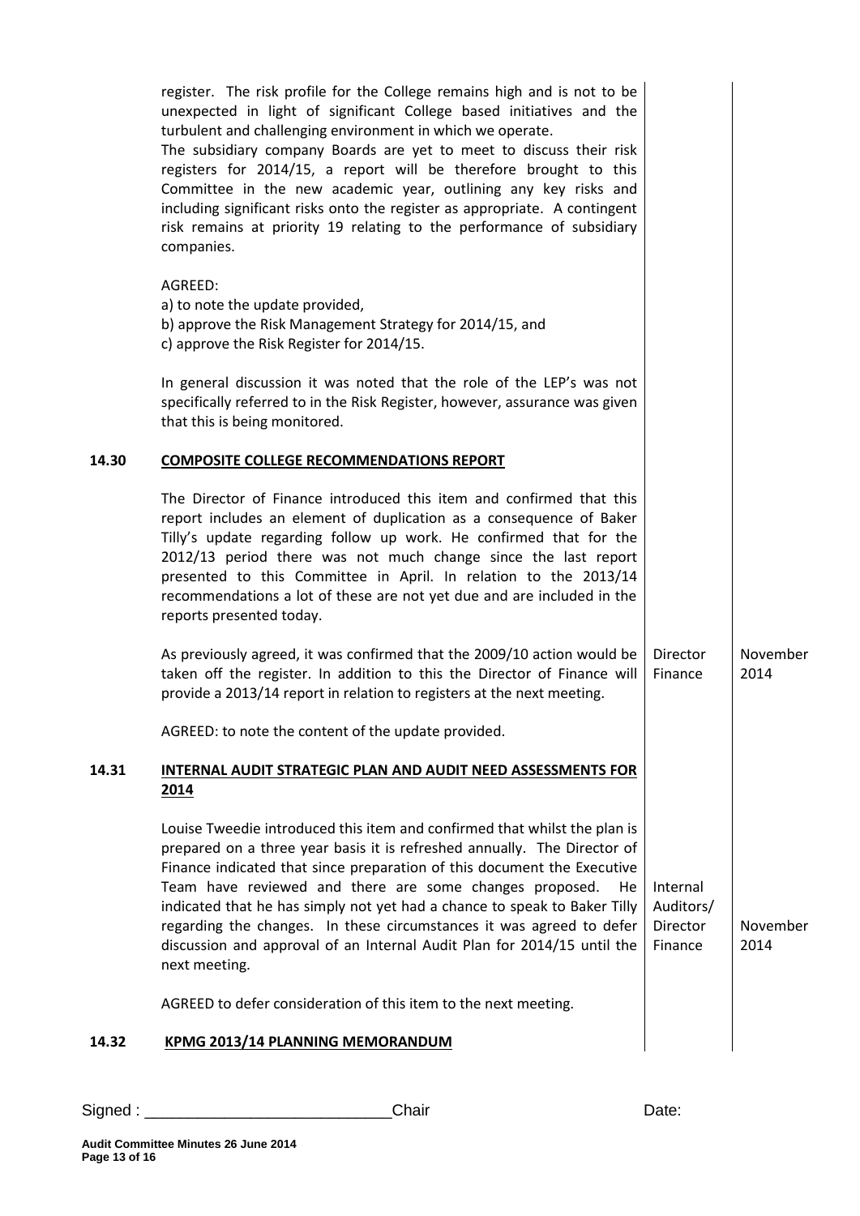register. The risk profile for the College remains high and is not to be unexpected in light of significant College based initiatives and the turbulent and challenging environment in which we operate.
The subsidiary company Boards are yet to meet to discuss their risk registers for 2014/15, a report will be therefore brought to this Committee in the new academic year, outlining any key risks and including significant risks onto the register as appropriate. A contingent risk remains at priority 19 relating to the performance of subsidiary companies.

AGREED:
a) to note the update provided,
b) approve the Risk Management Strategy for 2014/15, and
c) approve the Risk Register for 2014/15.

In general discussion it was noted that the role of the LEP's was not specifically referred to in the Risk Register, however, assurance was given that this is being monitored.

**14.30 COMPOSITE COLLEGE RECOMMENDATIONS REPORT**

The Director of Finance introduced this item and confirmed that this report includes an element of duplication as a consequence of Baker Tilly's update regarding follow up work. He confirmed that for the 2012/13 period there was not much change since the last report presented to this Committee in April. In relation to the 2013/14 recommendations a lot of these are not yet due and are included in the reports presented today.

| | Action | Date |
|---|---|---|
| As previously agreed, it was confirmed that the 2009/10 action would be taken off the register. In addition to this the Director of Finance will provide a 2013/14 report in relation to registers at the next meeting. | Director Finance | November 2014 |

AGREED: to note the content of the update provided.

**14.31 INTERNAL AUDIT STRATEGIC PLAN AND AUDIT NEED ASSESSMENTS FOR 2014**

| | Action | Date |
|---|---|---|
| Louise Tweedie introduced this item and confirmed that whilst the plan is prepared on a three year basis it is refreshed annually. The Director of Finance indicated that since preparation of this document the Executive Team have reviewed and there are some changes proposed. He indicated that he has simply not yet had a chance to speak to Baker Tilly regarding the changes. In these circumstances it was agreed to defer discussion and approval of an Internal Audit Plan for 2014/15 until the next meeting. | Internal Auditors/ Director Finance | November 2014 |

AGREED to defer consideration of this item to the next meeting.

**14.32 KPMG 2013/14 PLANNING MEMORANDUM**

Signed : ___________________________Chair Date:

**Audit Committee Minutes 26 June 2014**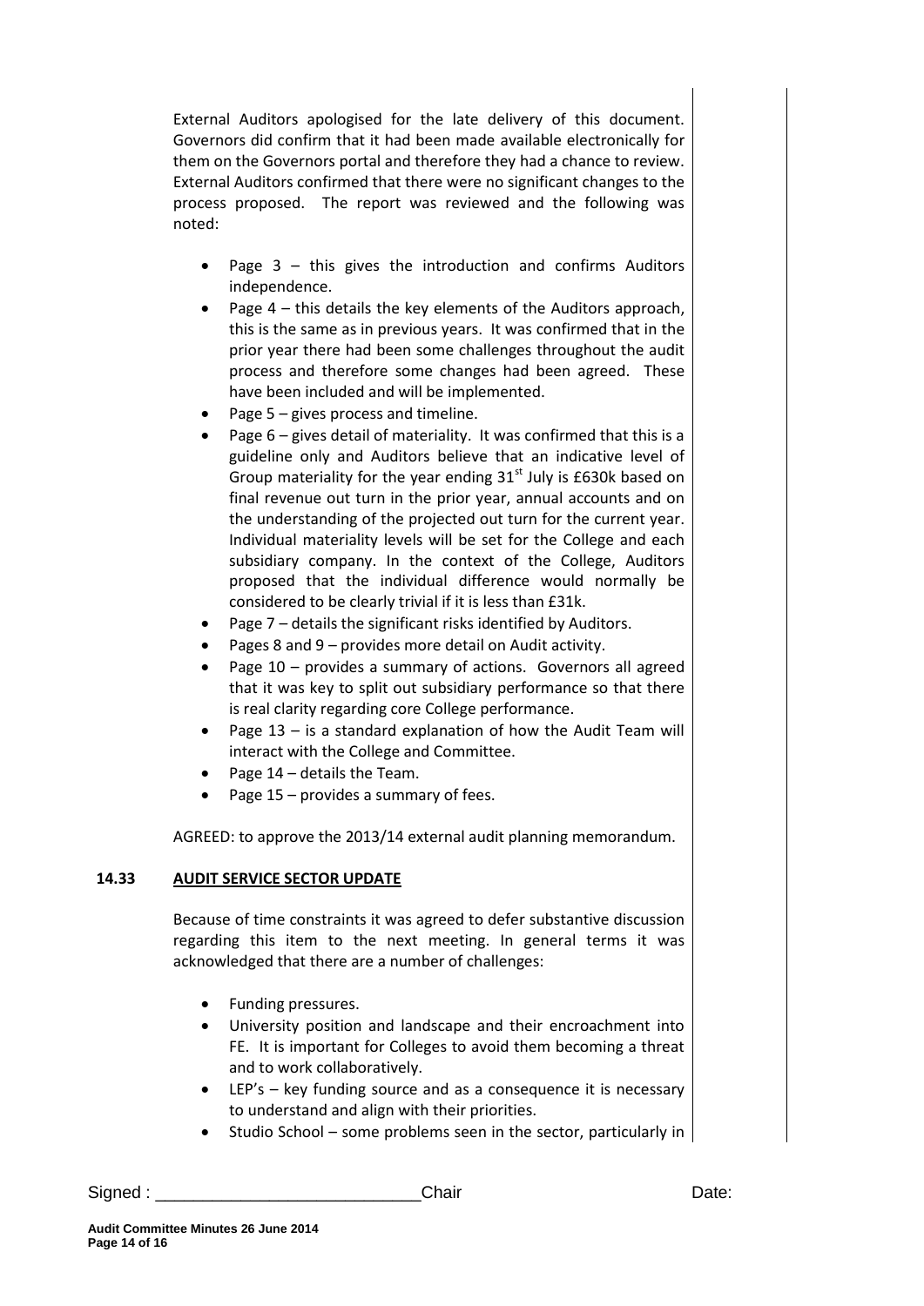External Auditors apologised for the late delivery of this document. Governors did confirm that it had been made available electronically for them on the Governors portal and therefore they had a chance to review. External Auditors confirmed that there were no significant changes to the process proposed. The report was reviewed and the following was noted:

- Page 3 – this gives the introduction and confirms Auditors independence.
- Page 4 – this details the key elements of the Auditors approach, this is the same as in previous years. It was confirmed that in the prior year there had been some challenges throughout the audit process and therefore some changes had been agreed. These have been included and will be implemented.
- Page 5 – gives process and timeline.
- Page 6 – gives detail of materiality. It was confirmed that this is a guideline only and Auditors believe that an indicative level of Group materiality for the year ending 31st July is £630k based on final revenue out turn in the prior year, annual accounts and on the understanding of the projected out turn for the current year. Individual materiality levels will be set for the College and each subsidiary company. In the context of the College, Auditors proposed that the individual difference would normally be considered to be clearly trivial if it is less than £31k.
- Page 7 – details the significant risks identified by Auditors.
- Pages 8 and 9 – provides more detail on Audit activity.
- Page 10 – provides a summary of actions. Governors all agreed that it was key to split out subsidiary performance so that there is real clarity regarding core College performance.
- Page 13 – is a standard explanation of how the Audit Team will interact with the College and Committee.
- Page 14 – details the Team.
- Page 15 – provides a summary of fees.

AGREED: to approve the 2013/14 external audit planning memorandum.

**14.33 AUDIT SERVICE SECTOR UPDATE**

Because of time constraints it was agreed to defer substantive discussion regarding this item to the next meeting. In general terms it was acknowledged that there are a number of challenges:

- Funding pressures.
- University position and landscape and their encroachment into FE. It is important for Colleges to avoid them becoming a threat and to work collaboratively.
- LEP's – key funding source and as a consequence it is necessary to understand and align with their priorities.
- Studio School – some problems seen in the sector, particularly in

Signed : ___________________________ Chair Date: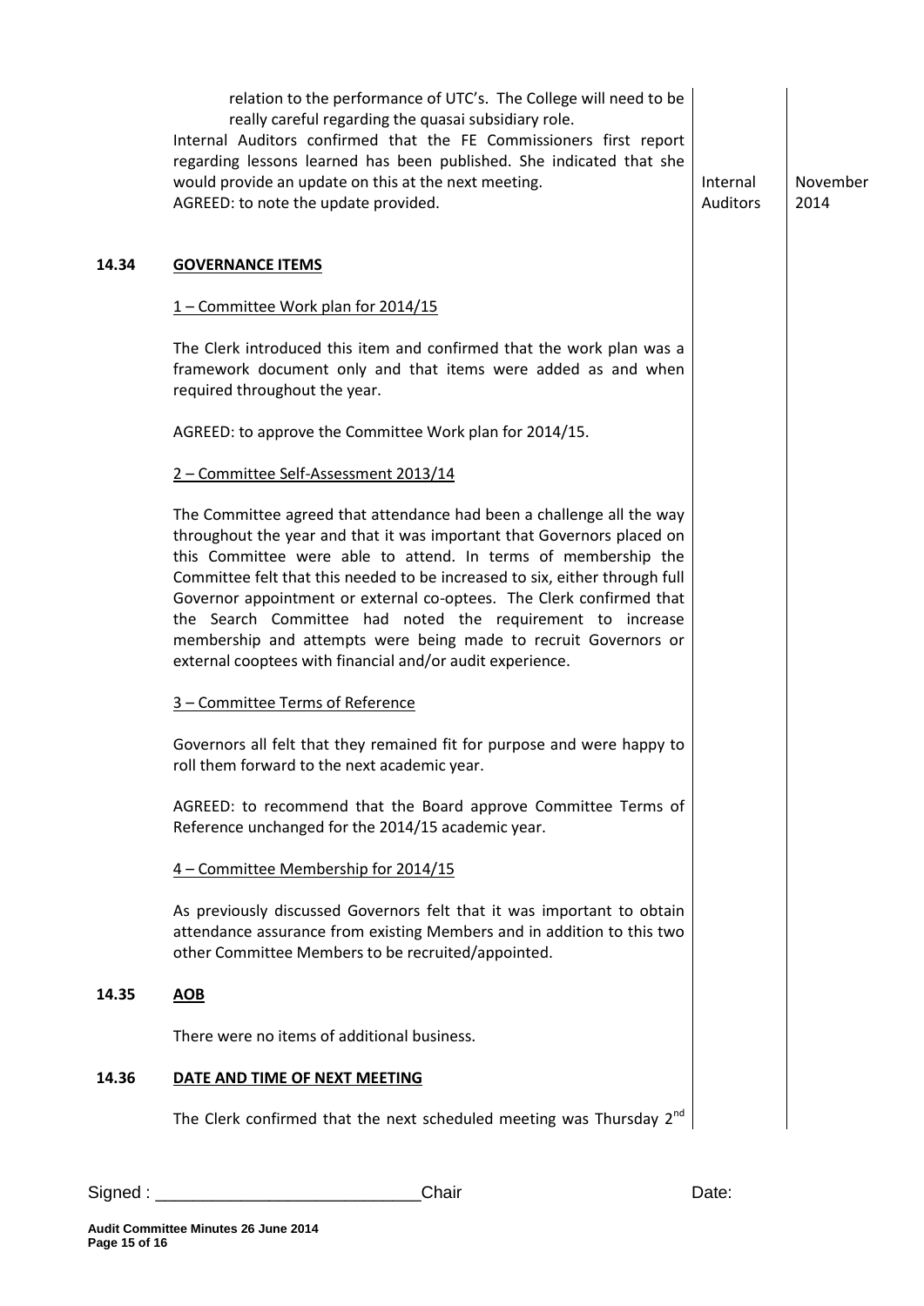relation to the performance of UTC's. The College will need to be really careful regarding the quasai subsidiary role.

Internal Auditors confirmed that the FE Commissioners first report regarding lessons learned has been published. She indicated that she would provide an update on this at the next meeting. | Internal Auditors | November 2014

AGREED: to note the update provided.

**14.34 GOVERNANCE ITEMS**

1 – Committee Work plan for 2014/15

The Clerk introduced this item and confirmed that the work plan was a framework document only and that items were added as and when required throughout the year.

AGREED: to approve the Committee Work plan for 2014/15.

2 – Committee Self-Assessment 2013/14

The Committee agreed that attendance had been a challenge all the way throughout the year and that it was important that Governors placed on this Committee were able to attend. In terms of membership the Committee felt that this needed to be increased to six, either through full Governor appointment or external co-optees. The Clerk confirmed that the Search Committee had noted the requirement to increase membership and attempts were being made to recruit Governors or external cooptees with financial and/or audit experience.

3 – Committee Terms of Reference

Governors all felt that they remained fit for purpose and were happy to roll them forward to the next academic year.

AGREED: to recommend that the Board approve Committee Terms of Reference unchanged for the 2014/15 academic year.

4 – Committee Membership for 2014/15

As previously discussed Governors felt that it was important to obtain attendance assurance from existing Members and in addition to this two other Committee Members to be recruited/appointed.

**14.35 AOB**

There were no items of additional business.

**14.36 DATE AND TIME OF NEXT MEETING**

The Clerk confirmed that the next scheduled meeting was Thursday 2nd

Signed : \_\_\_\_\_\_\_\_\_\_\_\_\_\_\_\_\_\_\_\_\_\_\_\_\_\_\_\_Chair Date: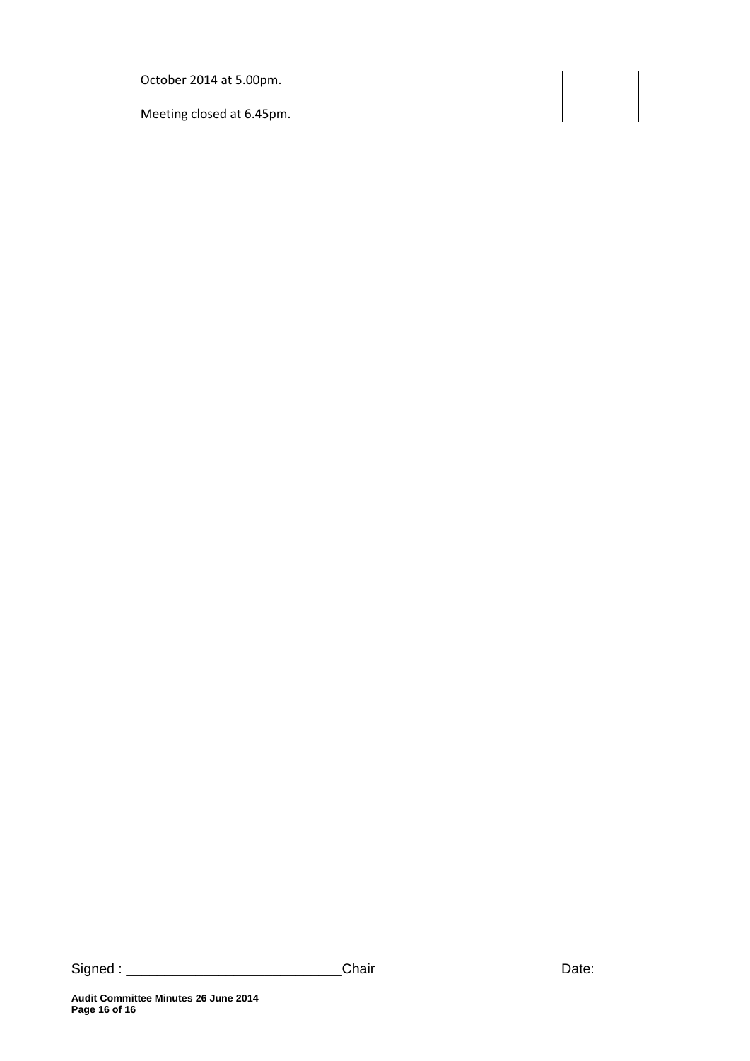October 2014 at 5.00pm.

Meeting closed at 6.45pm.

Signed : ____________________________Chair Date: